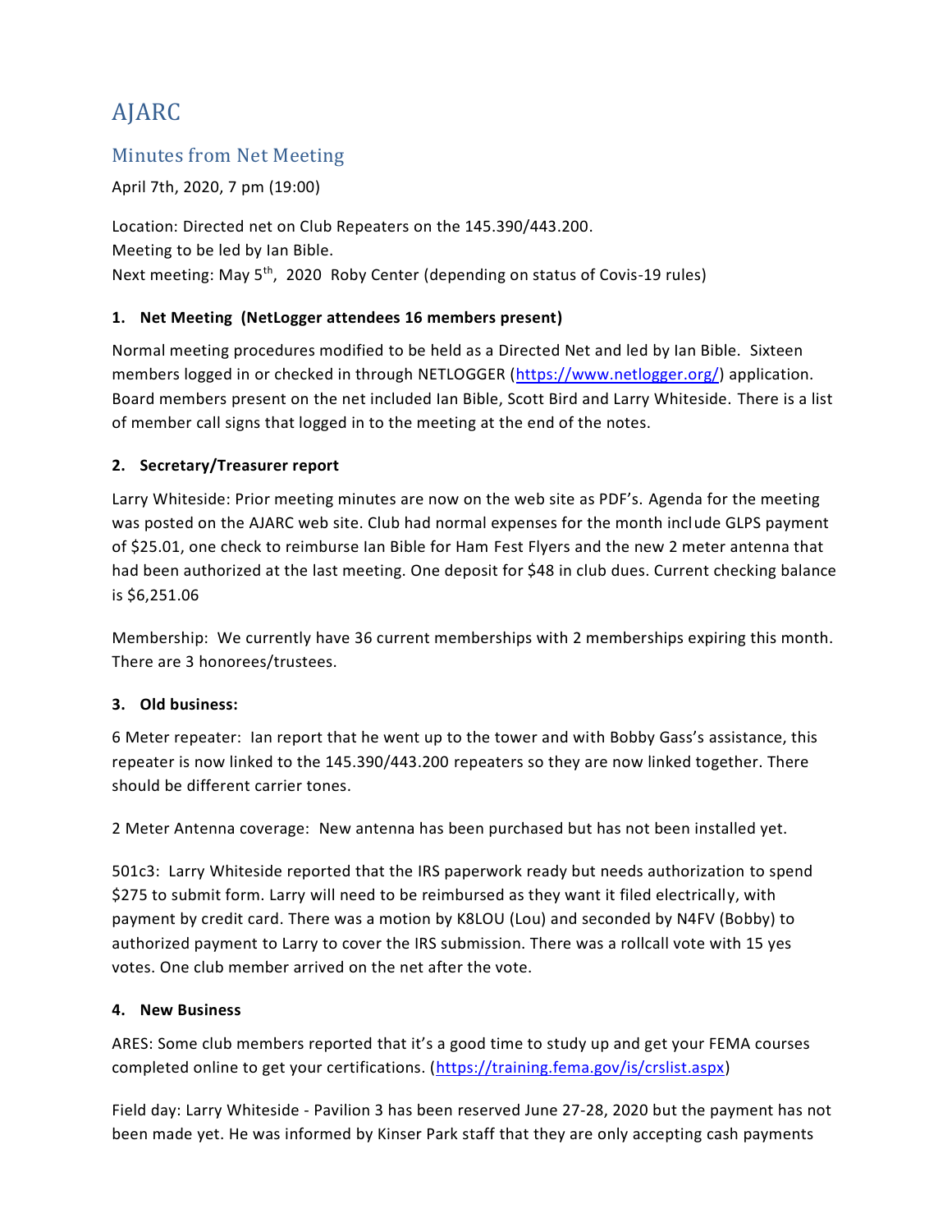# AJARC

## Minutes from Net Meeting

April 7th, 2020, 7 pm (19:00)

Location: Directed net on Club Repeaters on the 145.390/443.200.
Meeting to be led by Ian Bible.
Next meeting: May 5th, 2020 Roby Center (depending on status of Covis-19 rules)

### 1. Net Meeting (NetLogger attendees 16 members present)

Normal meeting procedures modified to be held as a Directed Net and led by Ian Bible. Sixteen members logged in or checked in through NETLOGGER (https://www.netlogger.org/) application. Board members present on the net included Ian Bible, Scott Bird and Larry Whiteside. There is a list of member call signs that logged in to the meeting at the end of the notes.

### 2. Secretary/Treasurer report

Larry Whiteside: Prior meeting minutes are now on the web site as PDF's. Agenda for the meeting was posted on the AJARC web site. Club had normal expenses for the month include GLPS payment of $25.01, one check to reimburse Ian Bible for Ham Fest Flyers and the new 2 meter antenna that had been authorized at the last meeting. One deposit for $48 in club dues. Current checking balance is $6,251.06

Membership: We currently have 36 current memberships with 2 memberships expiring this month. There are 3 honorees/trustees.

### 3. Old business:

6 Meter repeater: Ian report that he went up to the tower and with Bobby Gass's assistance, this repeater is now linked to the 145.390/443.200 repeaters so they are now linked together. There should be different carrier tones.

2 Meter Antenna coverage: New antenna has been purchased but has not been installed yet.

501c3: Larry Whiteside reported that the IRS paperwork ready but needs authorization to spend $275 to submit form. Larry will need to be reimbursed as they want it filed electrically, with payment by credit card. There was a motion by K8LOU (Lou) and seconded by N4FV (Bobby) to authorized payment to Larry to cover the IRS submission. There was a rollcall vote with 15 yes votes. One club member arrived on the net after the vote.

### 4. New Business

ARES: Some club members reported that it's a good time to study up and get your FEMA courses completed online to get your certifications. (https://training.fema.gov/is/crslist.aspx)

Field day: Larry Whiteside - Pavilion 3 has been reserved June 27-28, 2020 but the payment has not been made yet. He was informed by Kinser Park staff that they are only accepting cash payments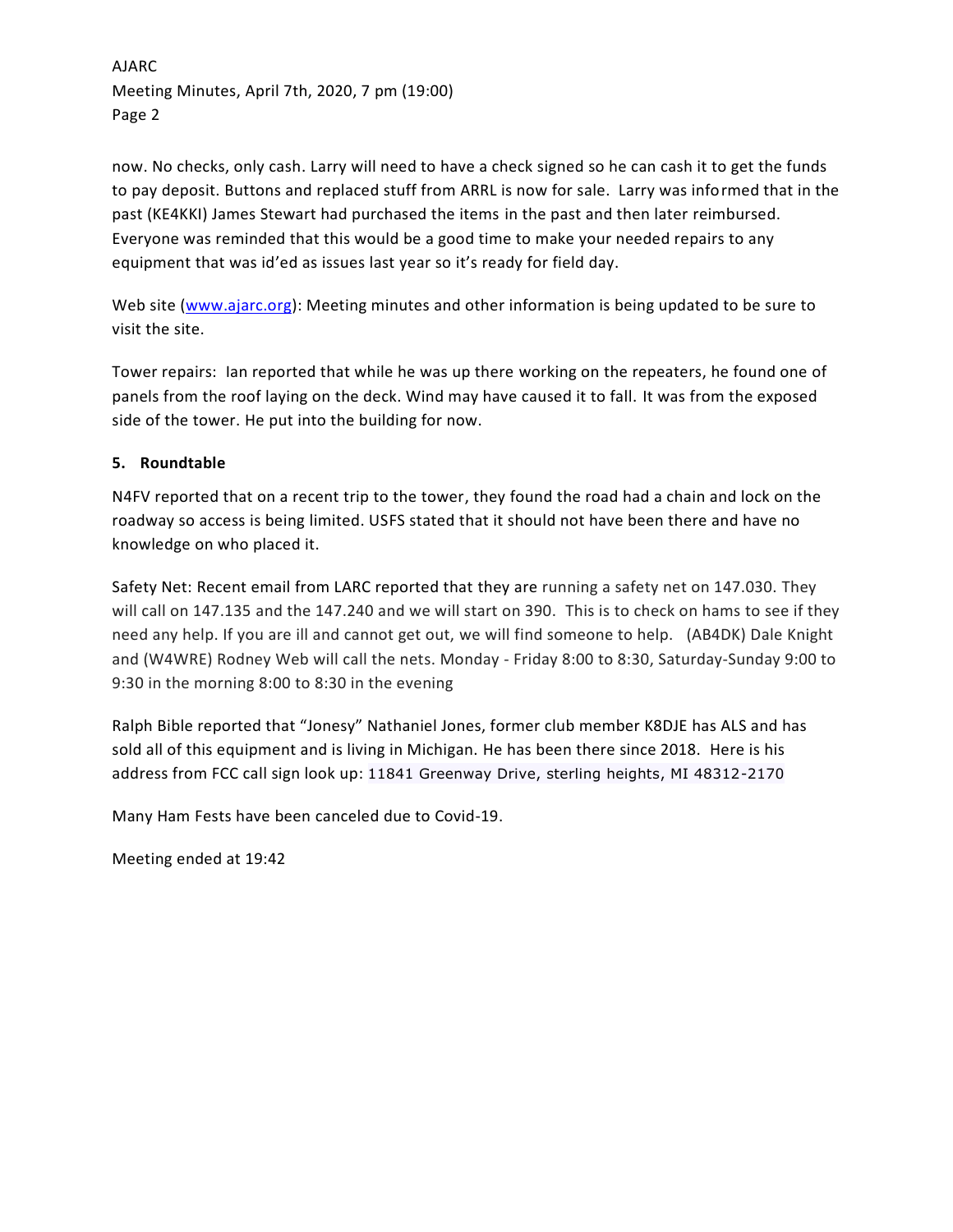now. No checks, only cash. Larry will need to have a check signed so he can cash it to get the funds to pay deposit. Buttons and replaced stuff from ARRL is now for sale. Larry was informed that in the past (KE4KKI) James Stewart had purchased the items in the past and then later reimbursed. Everyone was reminded that this would be a good time to make your needed repairs to any equipment that was id'ed as issues last year so it's ready for field day.

Web site (www.ajarc.org): Meeting minutes and other information is being updated to be sure to visit the site.

Tower repairs: Ian reported that while he was up there working on the repeaters, he found one of panels from the roof laying on the deck. Wind may have caused it to fall. It was from the exposed side of the tower. He put into the building for now.

**5. Roundtable**

N4FV reported that on a recent trip to the tower, they found the road had a chain and lock on the roadway so access is being limited. USFS stated that it should not have been there and have no knowledge on who placed it.

Safety Net: Recent email from LARC reported that they are running a safety net on 147.030. They will call on 147.135 and the 147.240 and we will start on 390. This is to check on hams to see if they need any help. If you are ill and cannot get out, we will find someone to help. (AB4DK) Dale Knight and (W4WRE) Rodney Web will call the nets. Monday - Friday 8:00 to 8:30, Saturday-Sunday 9:00 to 9:30 in the morning 8:00 to 8:30 in the evening

Ralph Bible reported that "Jonesy" Nathaniel Jones, former club member K8DJE has ALS and has sold all of this equipment and is living in Michigan. He has been there since 2018. Here is his address from FCC call sign look up: 11841 Greenway Drive, sterling heights, MI 48312-2170

Many Ham Fests have been canceled due to Covid-19.

Meeting ended at 19:42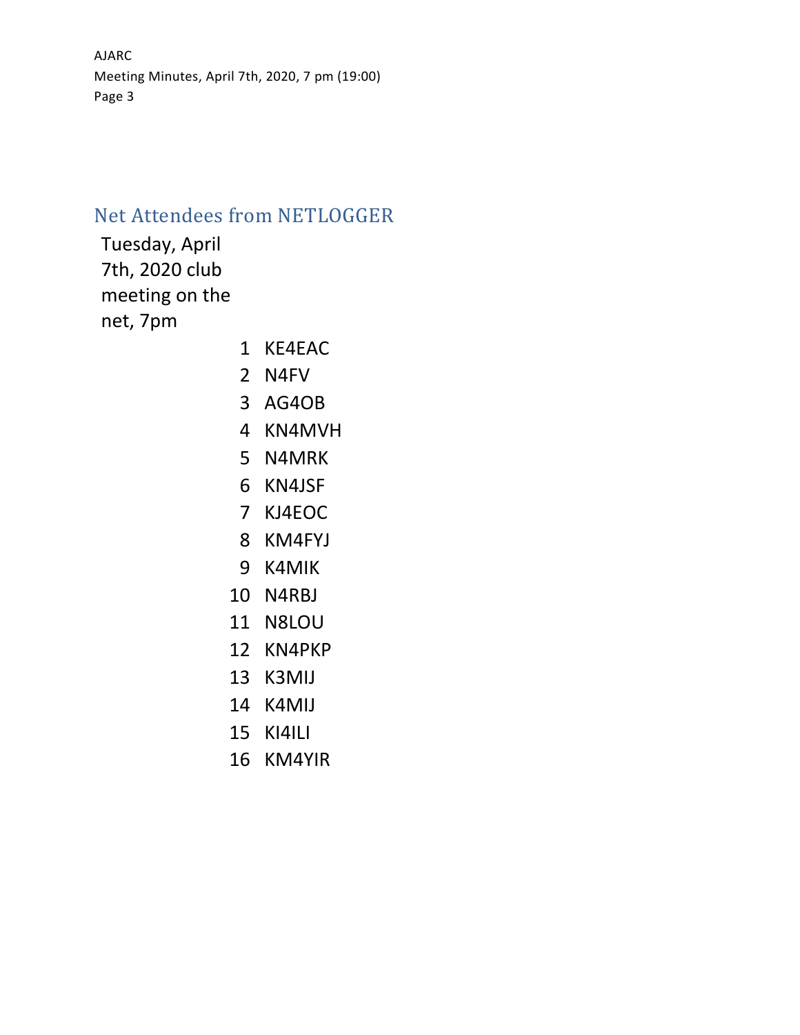## Net Attendees from NETLOGGER

Tuesday, April 7th, 2020 club meeting on the net, 7pm

1. KE4EAC
2. N4FV
3. AG4OB
4. KN4MVH
5. N4MRK
6. KN4JSF
7. KJ4EOC
8. KM4FYJ
9. K4MIK
10. N4RBJ
11. N8LOU
12. KN4PKP
13. K3MIJ
14. K4MIJ
15. KI4ILI
16. KM4YIR